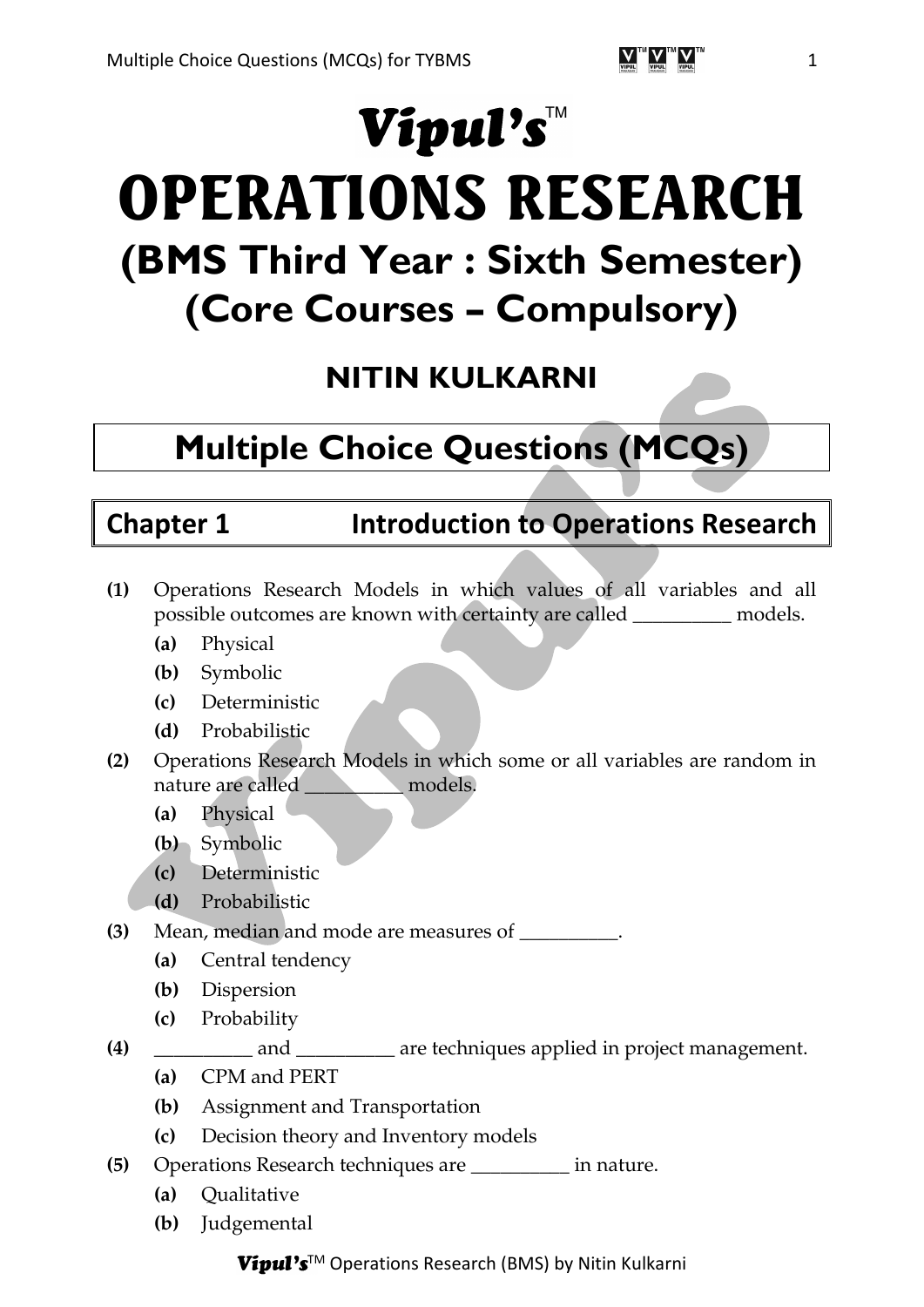# Vipul's™

# OPERATIONS RESEARCH

## (BMS Third Year : Sixth Semester)

## (Core Courses – Compulsory)

### NITIN KULKARNI

## Multiple Choice Questions (MCQs)

## Chapter 1 Introduction to Operations Research

**(1)** Operations Research Models in which values of all variables and all possible outcomes are known with certainty are called __________ models.

- **(a)** Physical
- **(b)** Symbolic
- **(c)** Deterministic
- **(d)** Probabilistic

**(2)** Operations Research Models in which some or all variables are random in nature are called __________ models.

- **(a)** Physical
- **(b)** Symbolic
- **(c)** Deterministic
- **(d)** Probabilistic

**(3)** Mean, median and mode are measures of __________.

- **(a)** Central tendency
- **(b)** Dispersion
- **(c)** Probability

**(4)** __________ and __________ are techniques applied in project management.

- **(a)** CPM and PERT
- **(b)** Assignment and Transportation
- **(c)** Decision theory and Inventory models

**(5)** Operations Research techniques are __________ in nature.

- **(a)** Qualitative
- **(b)** Judgemental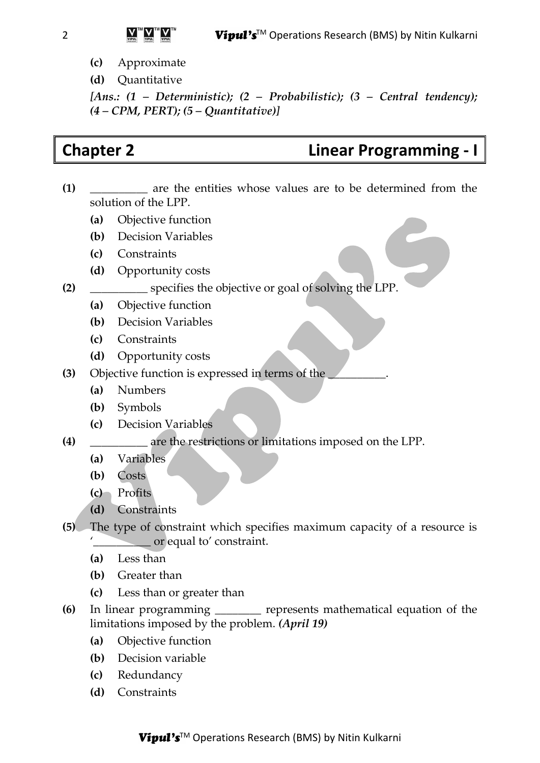**(c)** Approximate

**(d)** Quantitative

***[Ans.: (1 – Deterministic); (2 – Probabilistic); (3 – Central tendency); (4 – CPM, PERT); (5 – Quantitative)]***

# Chapter 2 Linear Programming - I

**(1)** __________ are the entities whose values are to be determined from the solution of the LPP.

**(a)** Objective function

**(b)** Decision Variables

**(c)** Constraints

**(d)** Opportunity costs

**(2)** __________ specifies the objective or goal of solving the LPP.

**(a)** Objective function

**(b)** Decision Variables

**(c)** Constraints

**(d)** Opportunity costs

**(3)** Objective function is expressed in terms of the __________.

**(a)** Numbers

**(b)** Symbols

**(c)** Decision Variables

**(4)** __________ are the restrictions or limitations imposed on the LPP.

**(a)** Variables

**(b)** Costs

**(c)** Profits

**(d)** Constraints

**(5)** The type of constraint which specifies maximum capacity of a resource is '__________ or equal to' constraint.

**(a)** Less than

**(b)** Greater than

**(c)** Less than or greater than

**(6)** In linear programming ________ represents mathematical equation of the limitations imposed by the problem. ***(April 19)***

**(a)** Objective function

**(b)** Decision variable

**(c)** Redundancy

**(d)** Constraints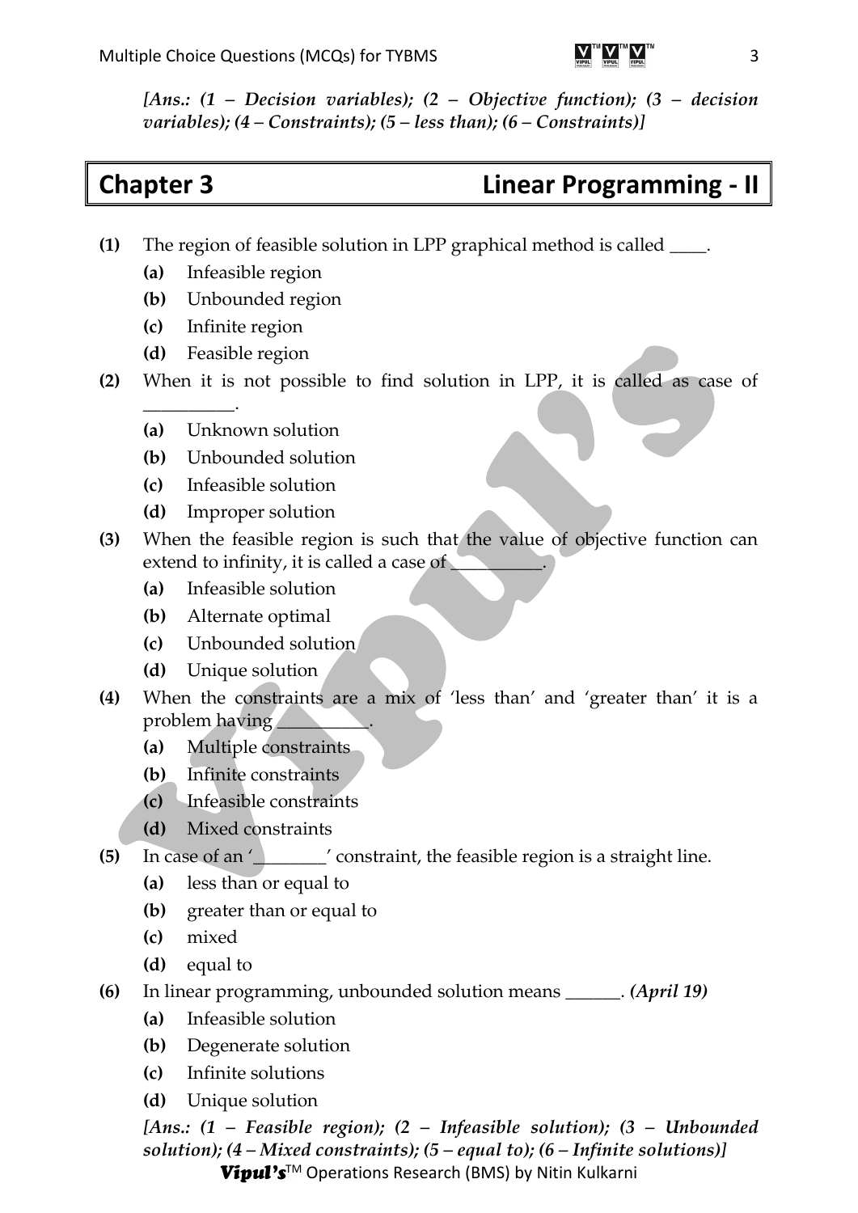*[Ans.: (1 – Decision variables); (2 – Objective function); (3 – decision variables); (4 – Constraints); (5 – less than); (6 – Constraints)]*

## Chapter 3 Linear Programming - II

**(1)** The region of feasible solution in LPP graphical method is called ____.

- **(a)** Infeasible region
- **(b)** Unbounded region
- **(c)** Infinite region
- **(d)** Feasible region

**(2)** When it is not possible to find solution in LPP, it is called as case of __________.

- **(a)** Unknown solution
- **(b)** Unbounded solution
- **(c)** Infeasible solution
- **(d)** Improper solution

**(3)** When the feasible region is such that the value of objective function can extend to infinity, it is called a case of __________.

- **(a)** Infeasible solution
- **(b)** Alternate optimal
- **(c)** Unbounded solution
- **(d)** Unique solution

**(4)** When the constraints are a mix of 'less than' and 'greater than' it is a problem having __________.

- **(a)** Multiple constraints
- **(b)** Infinite constraints
- **(c)** Infeasible constraints
- **(d)** Mixed constraints

**(5)** In case of an '________' constraint, the feasible region is a straight line.

- **(a)** less than or equal to
- **(b)** greater than or equal to
- **(c)** mixed
- **(d)** equal to

**(6)** In linear programming, unbounded solution means ______. *(April 19)*

- **(a)** Infeasible solution
- **(b)** Degenerate solution
- **(c)** Infinite solutions
- **(d)** Unique solution

*[Ans.: (1 – Feasible region); (2 – Infeasible solution); (3 – Unbounded solution); (4 – Mixed constraints); (5 – equal to); (6 – Infinite solutions)]*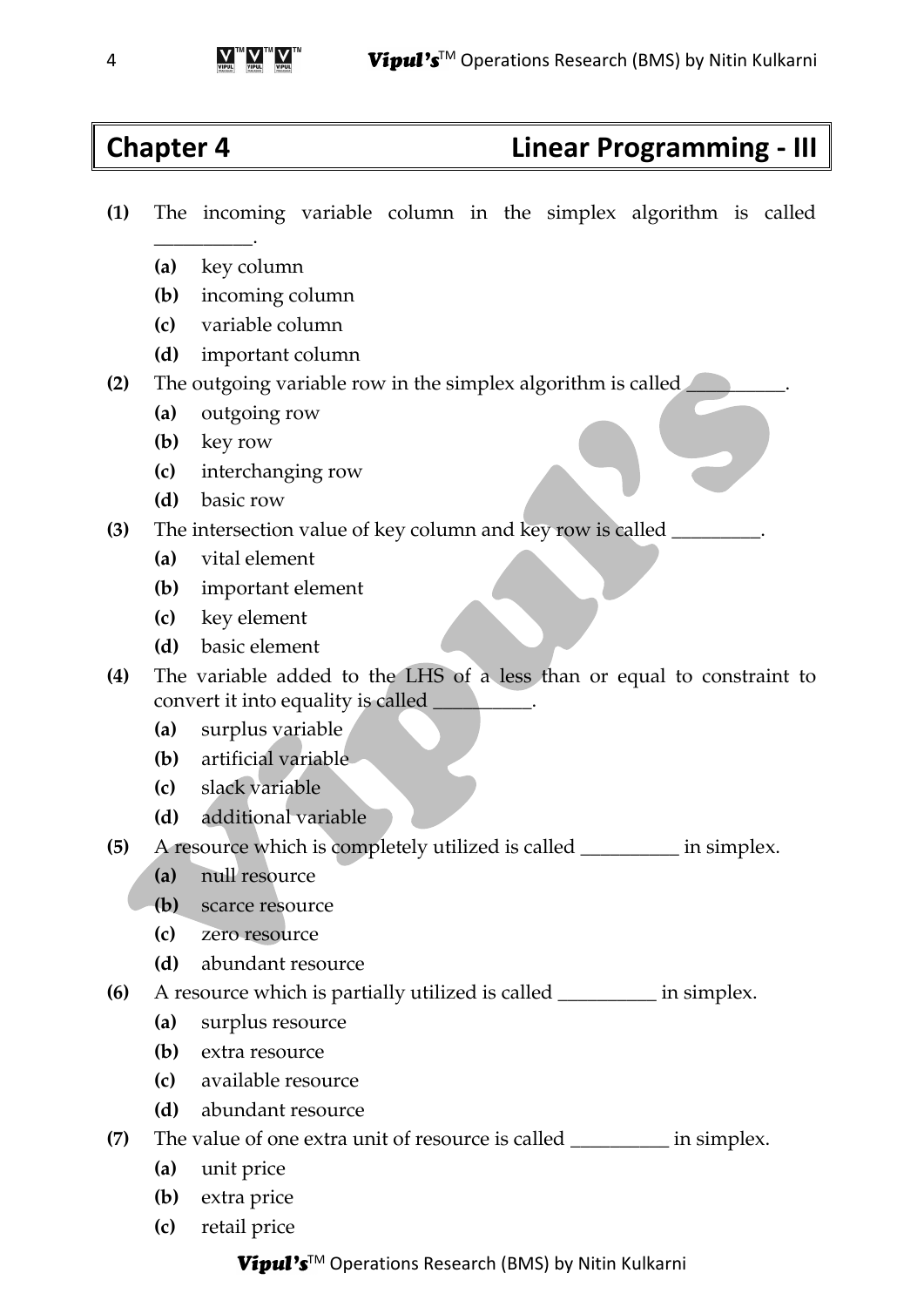# Chapter 4 Linear Programming - III

**(1)** The incoming variable column in the simplex algorithm is called __________.

- **(a)** key column
- **(b)** incoming column
- **(c)** variable column
- **(d)** important column

**(2)** The outgoing variable row in the simplex algorithm is called __________.

- **(a)** outgoing row
- **(b)** key row
- **(c)** interchanging row
- **(d)** basic row

**(3)** The intersection value of key column and key row is called _________.

- **(a)** vital element
- **(b)** important element
- **(c)** key element
- **(d)** basic element

**(4)** The variable added to the LHS of a less than or equal to constraint to convert it into equality is called __________.

- **(a)** surplus variable
- **(b)** artificial variable
- **(c)** slack variable
- **(d)** additional variable

**(5)** A resource which is completely utilized is called __________ in simplex.

- **(a)** null resource
- **(b)** scarce resource
- **(c)** zero resource
- **(d)** abundant resource

**(6)** A resource which is partially utilized is called __________ in simplex.

- **(a)** surplus resource
- **(b)** extra resource
- **(c)** available resource
- **(d)** abundant resource

**(7)** The value of one extra unit of resource is called __________ in simplex.

- **(a)** unit price
- **(b)** extra price
- **(c)** retail price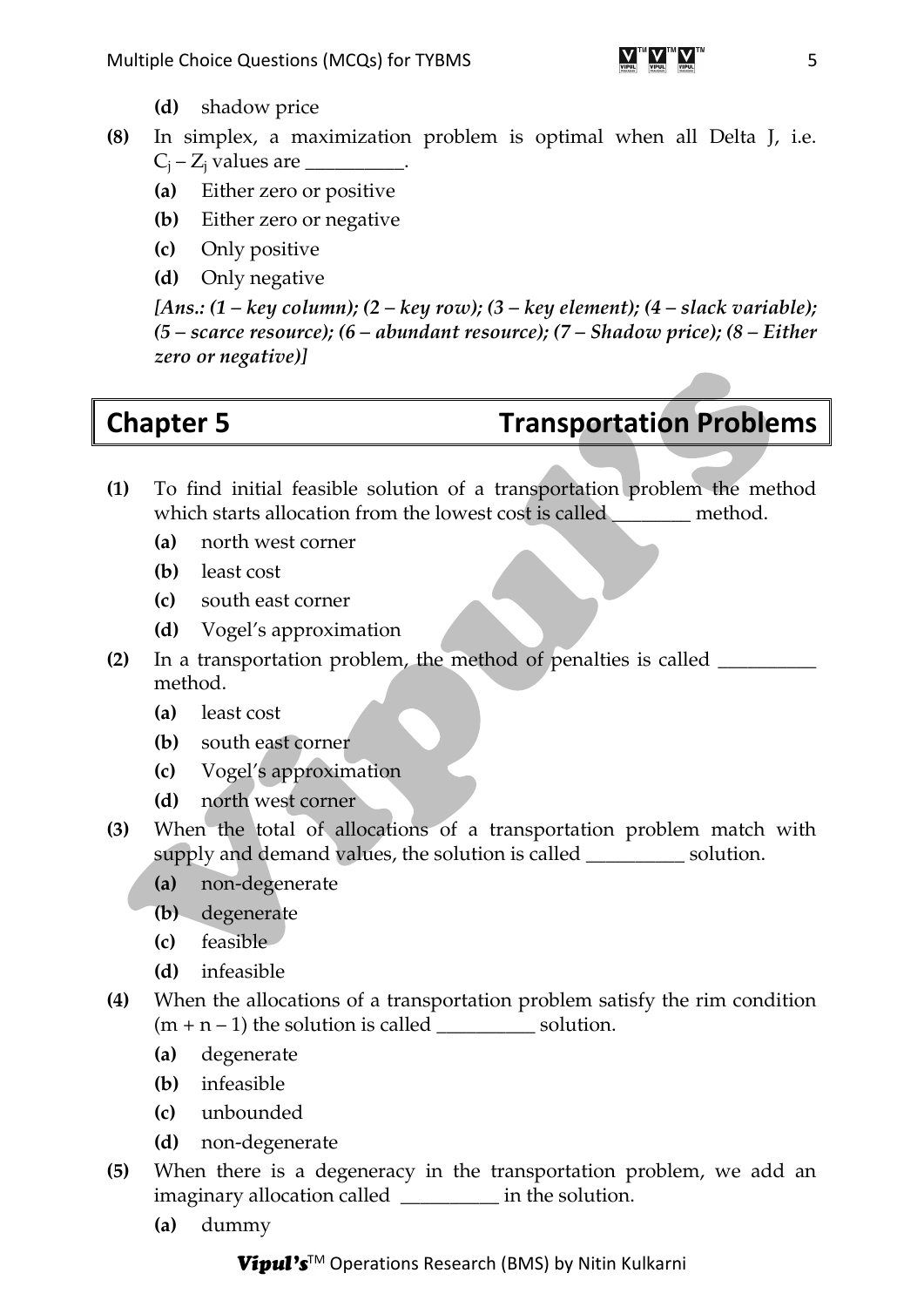**(d)** shadow price

**(8)** In simplex, a maximization problem is optimal when all Delta J, i.e. $C_j - Z_j$ values are __________.

**(a)** Either zero or positive

**(b)** Either zero or negative

**(c)** Only positive

**(d)** Only negative

***[Ans.: (1 – key column); (2 – key row); (3 – key element); (4 – slack variable); (5 – scarce resource); (6 – abundant resource); (7 – Shadow price); (8 – Either zero or negative)]***

## Chapter 5 Transportation Problems

**(1)** To find initial feasible solution of a transportation problem the method which starts allocation from the lowest cost is called ________ method.

**(a)** north west corner

**(b)** least cost

**(c)** south east corner

**(d)** Vogel's approximation

**(2)** In a transportation problem, the method of penalties is called __________ method.

**(a)** least cost

**(b)** south east corner

**(c)** Vogel's approximation

**(d)** north west corner

**(3)** When the total of allocations of a transportation problem match with supply and demand values, the solution is called __________ solution.

**(a)** non-degenerate

**(b)** degenerate

**(c)** feasible

**(d)** infeasible

**(4)** When the allocations of a transportation problem satisfy the rim condition $(m + n - 1)$ the solution is called __________ solution.

**(a)** degenerate

**(b)** infeasible

**(c)** unbounded

**(d)** non-degenerate

**(5)** When there is a degeneracy in the transportation problem, we add an imaginary allocation called __________ in the solution.

**(a)** dummy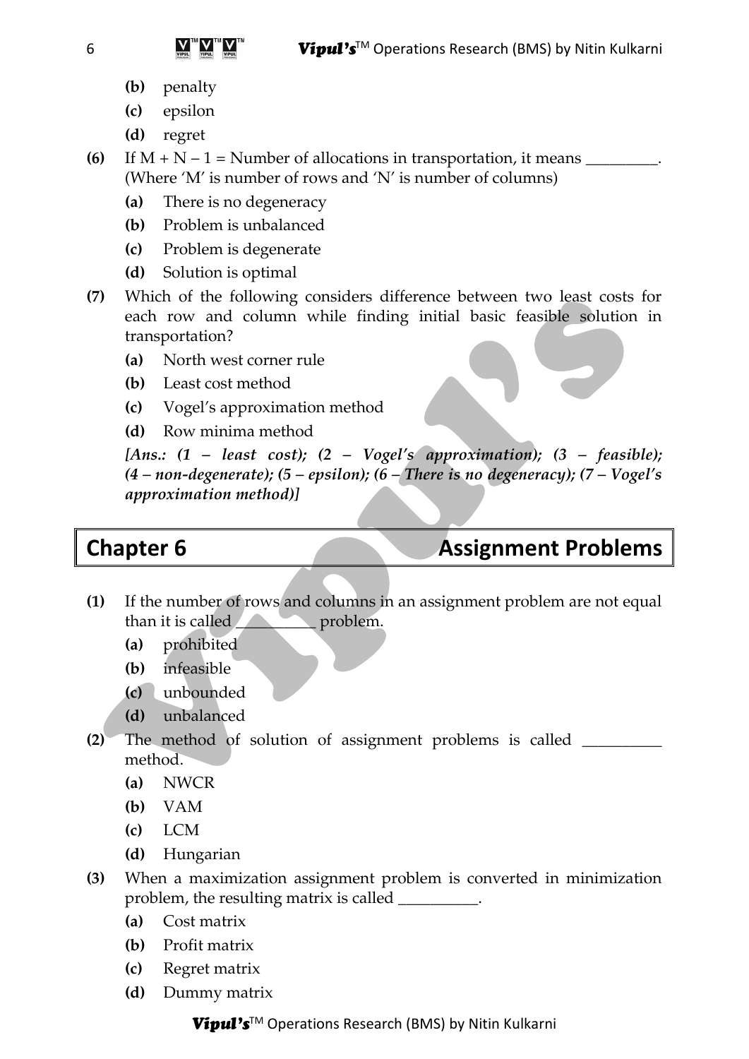- **(b)** penalty
- **(c)** epsilon
- **(d)** regret

**(6)** If M + N – 1 = Number of allocations in transportation, it means _________. (Where 'M' is number of rows and 'N' is number of columns)

- **(a)** There is no degeneracy
- **(b)** Problem is unbalanced
- **(c)** Problem is degenerate
- **(d)** Solution is optimal

**(7)** Which of the following considers difference between two least costs for each row and column while finding initial basic feasible solution in transportation?

- **(a)** North west corner rule
- **(b)** Least cost method
- **(c)** Vogel's approximation method
- **(d)** Row minima method

***[Ans.: (1 – least cost); (2 – Vogel's approximation); (3 – feasible); (4 – non-degenerate); (5 – epsilon); (6 – There is no degeneracy); (7 – Vogel's approximation method)]***

## Chapter 6 Assignment Problems

**(1)** If the number of rows and columns in an assignment problem are not equal than it is called __________ problem.

- **(a)** prohibited
- **(b)** infeasible
- **(c)** unbounded
- **(d)** unbalanced

**(2)** The method of solution of assignment problems is called __________ method.

- **(a)** NWCR
- **(b)** VAM
- **(c)** LCM
- **(d)** Hungarian

**(3)** When a maximization assignment problem is converted in minimization problem, the resulting matrix is called __________.

- **(a)** Cost matrix
- **(b)** Profit matrix
- **(c)** Regret matrix
- **(d)** Dummy matrix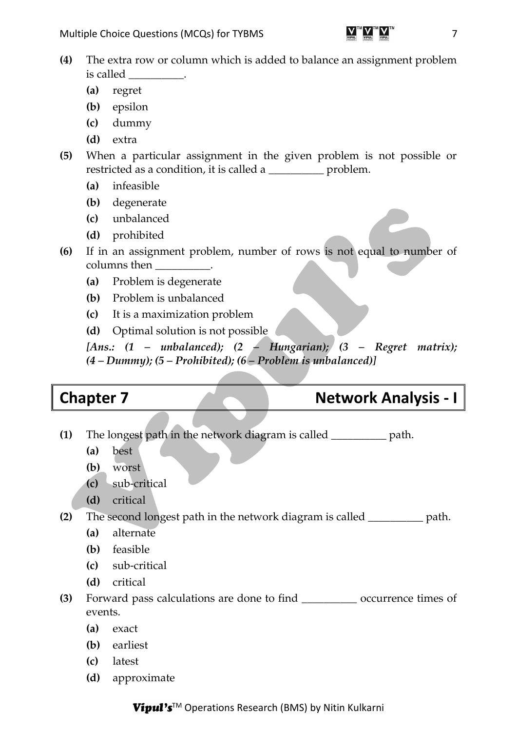**(4)** The extra row or column which is added to balance an assignment problem is called __________.

- **(a)** regret
- **(b)** epsilon
- **(c)** dummy
- **(d)** extra

**(5)** When a particular assignment in the given problem is not possible or restricted as a condition, it is called a __________ problem.

- **(a)** infeasible
- **(b)** degenerate
- **(c)** unbalanced
- **(d)** prohibited

**(6)** If in an assignment problem, number of rows is not equal to number of columns then __________.

- **(a)** Problem is degenerate
- **(b)** Problem is unbalanced
- **(c)** It is a maximization problem
- **(d)** Optimal solution is not possible

***[Ans.: (1 – unbalanced); (2 – Hungarian); (3 – Regret matrix); (4 – Dummy); (5 – Prohibited); (6 – Problem is unbalanced)]***

## Chapter 7 Network Analysis - I

**(1)** The longest path in the network diagram is called __________ path.

- **(a)** best
- **(b)** worst
- **(c)** sub-critical
- **(d)** critical

**(2)** The second longest path in the network diagram is called __________ path.

- **(a)** alternate
- **(b)** feasible
- **(c)** sub-critical
- **(d)** critical

**(3)** Forward pass calculations are done to find __________ occurrence times of events.

- **(a)** exact
- **(b)** earliest
- **(c)** latest
- **(d)** approximate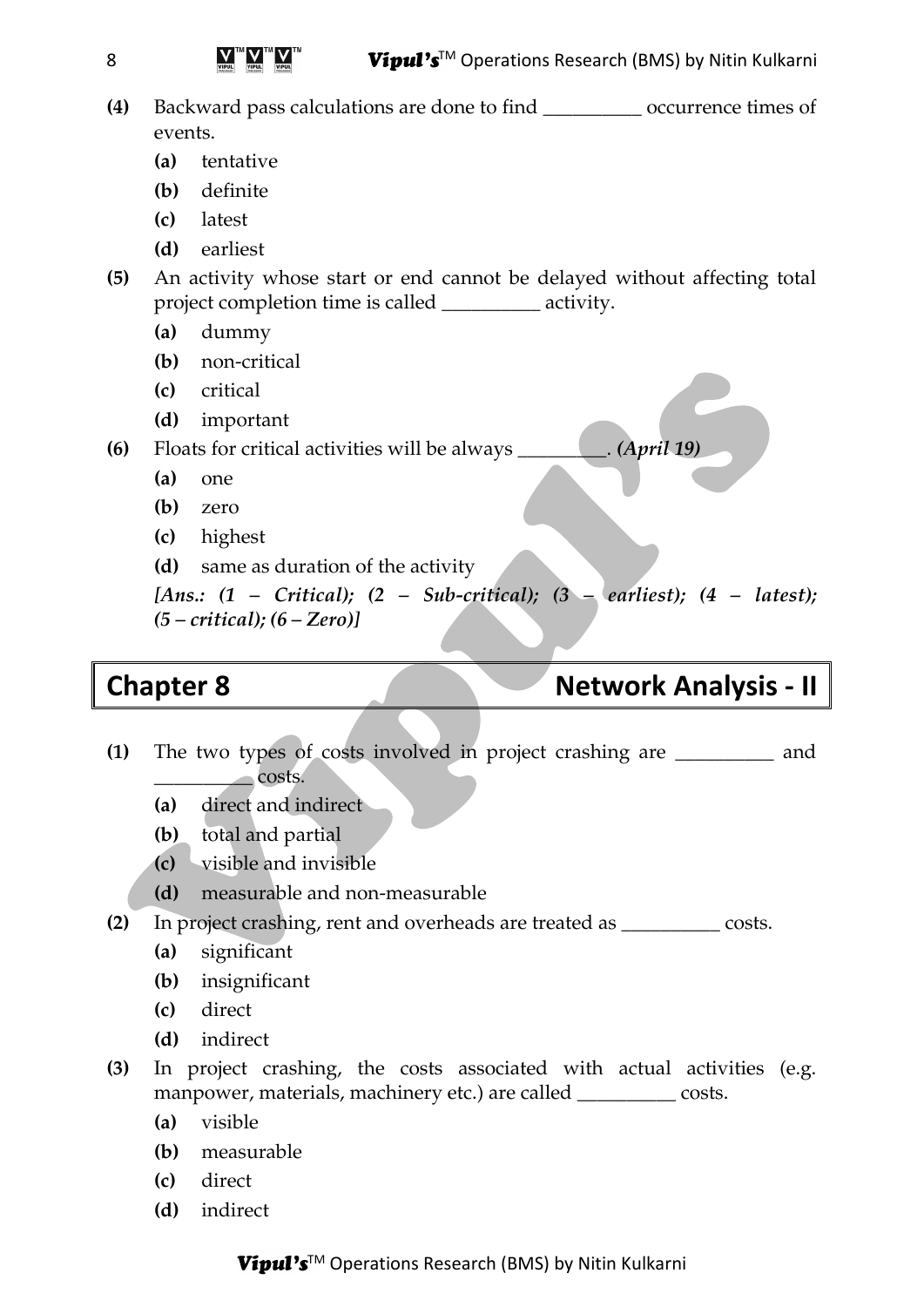**(4)** Backward pass calculations are done to find __________ occurrence times of events.

- **(a)** tentative
- **(b)** definite
- **(c)** latest
- **(d)** earliest

**(5)** An activity whose start or end cannot be delayed without affecting total project completion time is called __________ activity.

- **(a)** dummy
- **(b)** non-critical
- **(c)** critical
- **(d)** important

**(6)** Floats for critical activities will be always _________. ***(April 19)***

- **(a)** one
- **(b)** zero
- **(c)** highest
- **(d)** same as duration of the activity

***[Ans.: (1 – Critical); (2 – Sub-critical); (3 – earliest); (4 – latest); (5 – critical); (6 – Zero)]***

## Chapter 8 Network Analysis - II

**(1)** The two types of costs involved in project crashing are __________ and __________ costs.

- **(a)** direct and indirect
- **(b)** total and partial
- **(c)** visible and invisible
- **(d)** measurable and non-measurable

**(2)** In project crashing, rent and overheads are treated as __________ costs.

- **(a)** significant
- **(b)** insignificant
- **(c)** direct
- **(d)** indirect

**(3)** In project crashing, the costs associated with actual activities (e.g. manpower, materials, machinery etc.) are called __________ costs.

- **(a)** visible
- **(b)** measurable
- **(c)** direct
- **(d)** indirect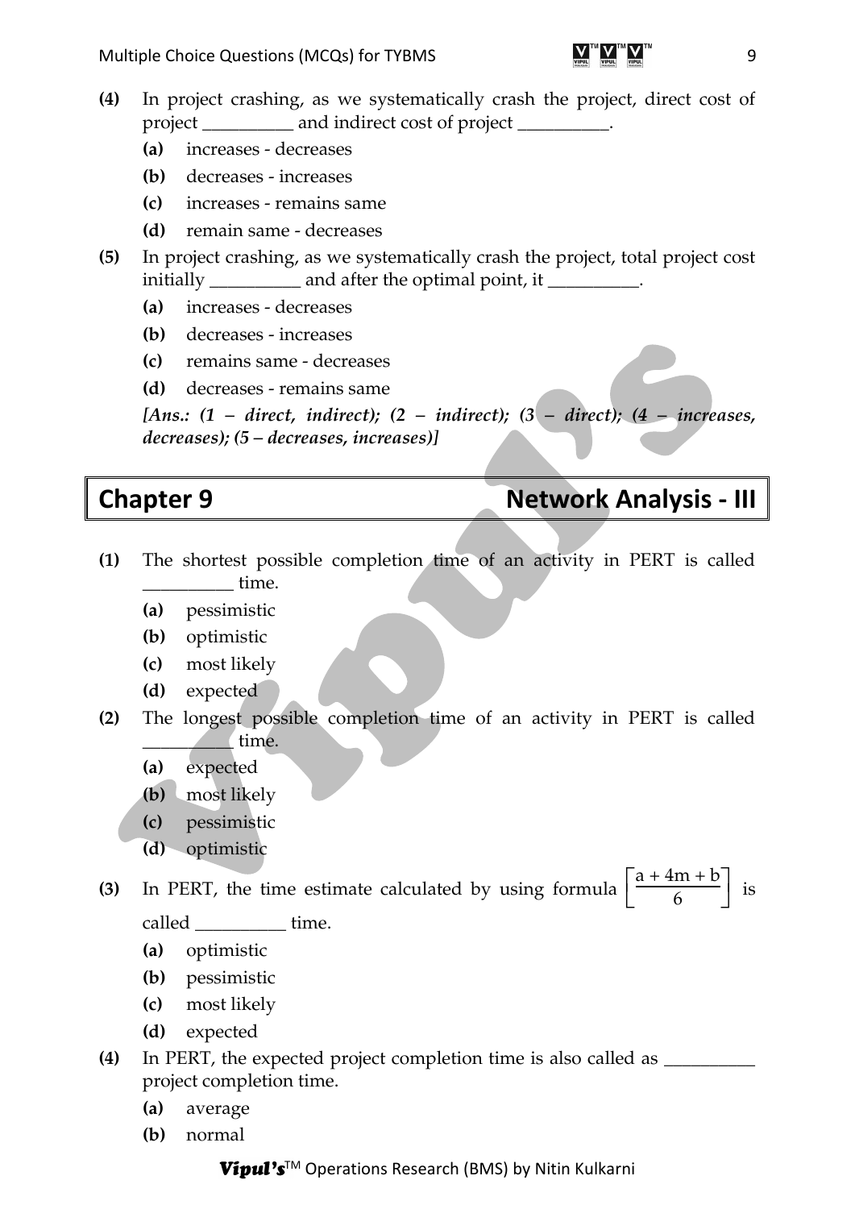**(4)** In project crashing, as we systematically crash the project, direct cost of project __________ and indirect cost of project __________.

- **(a)** increases - decreases
- **(b)** decreases - increases
- **(c)** increases - remains same
- **(d)** remain same - decreases

**(5)** In project crashing, as we systematically crash the project, total project cost initially __________ and after the optimal point, it __________.

- **(a)** increases - decreases
- **(b)** decreases - increases
- **(c)** remains same - decreases
- **(d)** decreases - remains same

***[Ans.: (1 – direct, indirect); (2 – indirect); (3 – direct); (4 – increases, decreases); (5 – decreases, increases)]***

## Chapter 9 — Network Analysis - III

**(1)** The shortest possible completion time of an activity in PERT is called __________ time.

- **(a)** pessimistic
- **(b)** optimistic
- **(c)** most likely
- **(d)** expected

**(2)** The longest possible completion time of an activity in PERT is called __________ time.

- **(a)** expected
- **(b)** most likely
- **(c)** pessimistic
- **(d)** optimistic

**(3)** In PERT, the time estimate calculated by using formula $\left[\frac{a + 4m + b}{6}\right]$ is called __________ time.

- **(a)** optimistic
- **(b)** pessimistic
- **(c)** most likely
- **(d)** expected

**(4)** In PERT, the expected project completion time is also called as __________ project completion time.

- **(a)** average
- **(b)** normal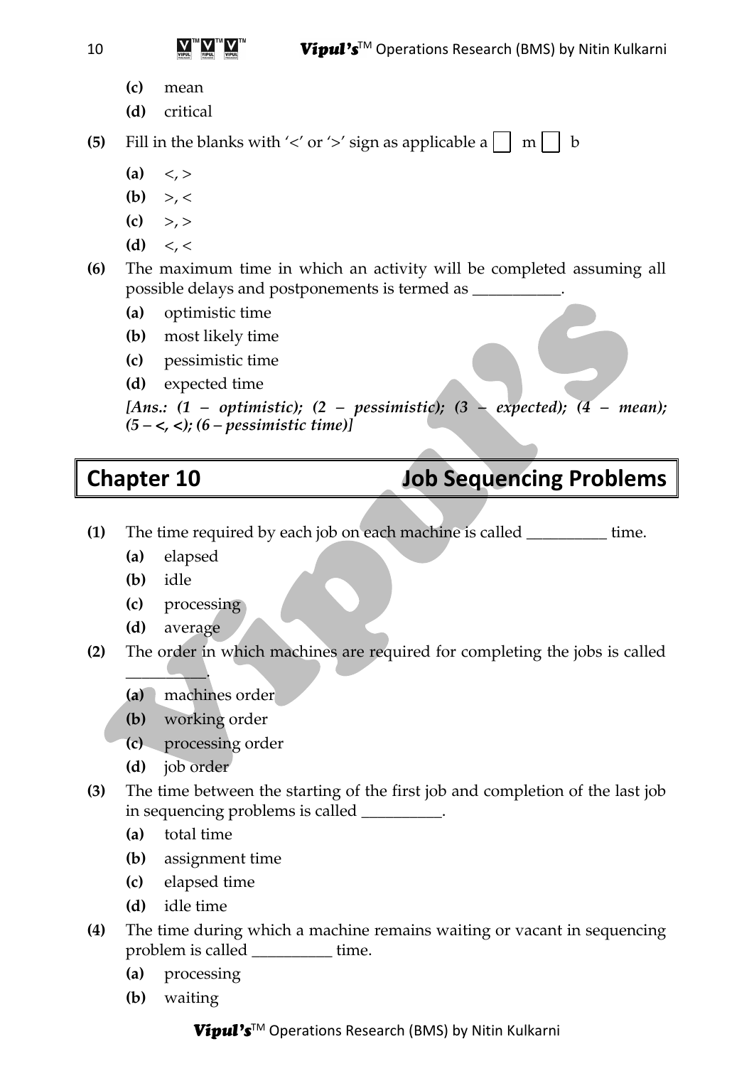**(c)** mean

**(d)** critical

**(5)** Fill in the blanks with '<' or '>' sign as applicable a ☐ m ☐ b

**(a)** <, >

**(b)** >, <

**(c)** >, >

**(d)** <, <

**(6)** The maximum time in which an activity will be completed assuming all possible delays and postponements is termed as ___________.

**(a)** optimistic time

**(b)** most likely time

**(c)** pessimistic time

**(d)** expected time

***[Ans.: (1 – optimistic); (2 – pessimistic); (3 – expected); (4 – mean); (5 – <, <); (6 – pessimistic time)]***

## Chapter 10 Job Sequencing Problems

**(1)** The time required by each job on each machine is called __________ time.

**(a)** elapsed

**(b)** idle

**(c)** processing

**(d)** average

**(2)** The order in which machines are required for completing the jobs is called __________.

**(a)** machines order

**(b)** working order

**(c)** processing order

**(d)** job order

**(3)** The time between the starting of the first job and completion of the last job in sequencing problems is called __________.

**(a)** total time

**(b)** assignment time

**(c)** elapsed time

**(d)** idle time

**(4)** The time during which a machine remains waiting or vacant in sequencing problem is called __________ time.

**(a)** processing

**(b)** waiting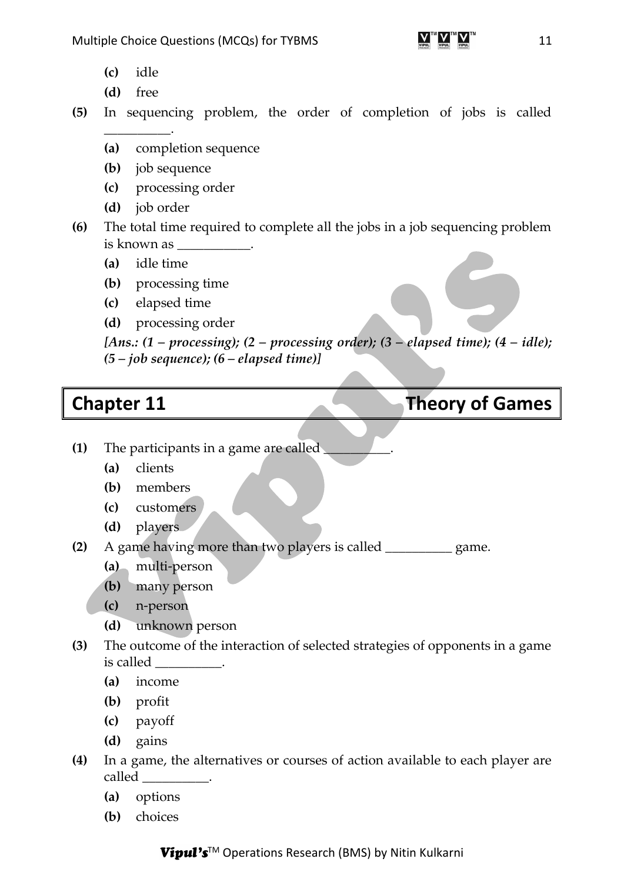(c) idle

(d) free

**(5)** In sequencing problem, the order of completion of jobs is called __________.

(a) completion sequence

(b) job sequence

(c) processing order

(d) job order

**(6)** The total time required to complete all the jobs in a job sequencing problem is known as ___________.

(a) idle time

(b) processing time

(c) elapsed time

(d) processing order

***[Ans.: (1 – processing); (2 – processing order); (3 – elapsed time); (4 – idle); (5 – job sequence); (6 – elapsed time)]***

## Chapter 11 Theory of Games

**(1)** The participants in a game are called __________.

(a) clients

(b) members

(c) customers

(d) players

**(2)** A game having more than two players is called __________ game.

(a) multi-person

(b) many person

(c) n-person

(d) unknown person

**(3)** The outcome of the interaction of selected strategies of opponents in a game is called __________.

(a) income

(b) profit

(c) payoff

(d) gains

**(4)** In a game, the alternatives or courses of action available to each player are called __________.

(a) options

(b) choices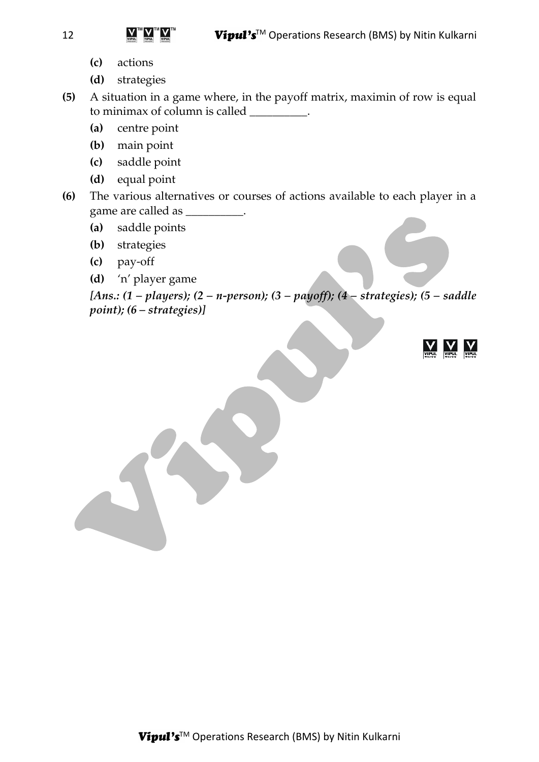- **(c)** actions
- **(d)** strategies

**(5)** A situation in a game where, in the payoff matrix, maximin of row is equal to minimax of column is called __________.

- **(a)** centre point
- **(b)** main point
- **(c)** saddle point
- **(d)** equal point

**(6)** The various alternatives or courses of actions available to each player in a game are called as __________.

- **(a)** saddle points
- **(b)** strategies
- **(c)** pay-off
- **(d)** 'n' player game

***[Ans.: (1 – players); (2 – n-person); (3 – payoff); (4 – strategies); (5 – saddle point); (6 – strategies)]***